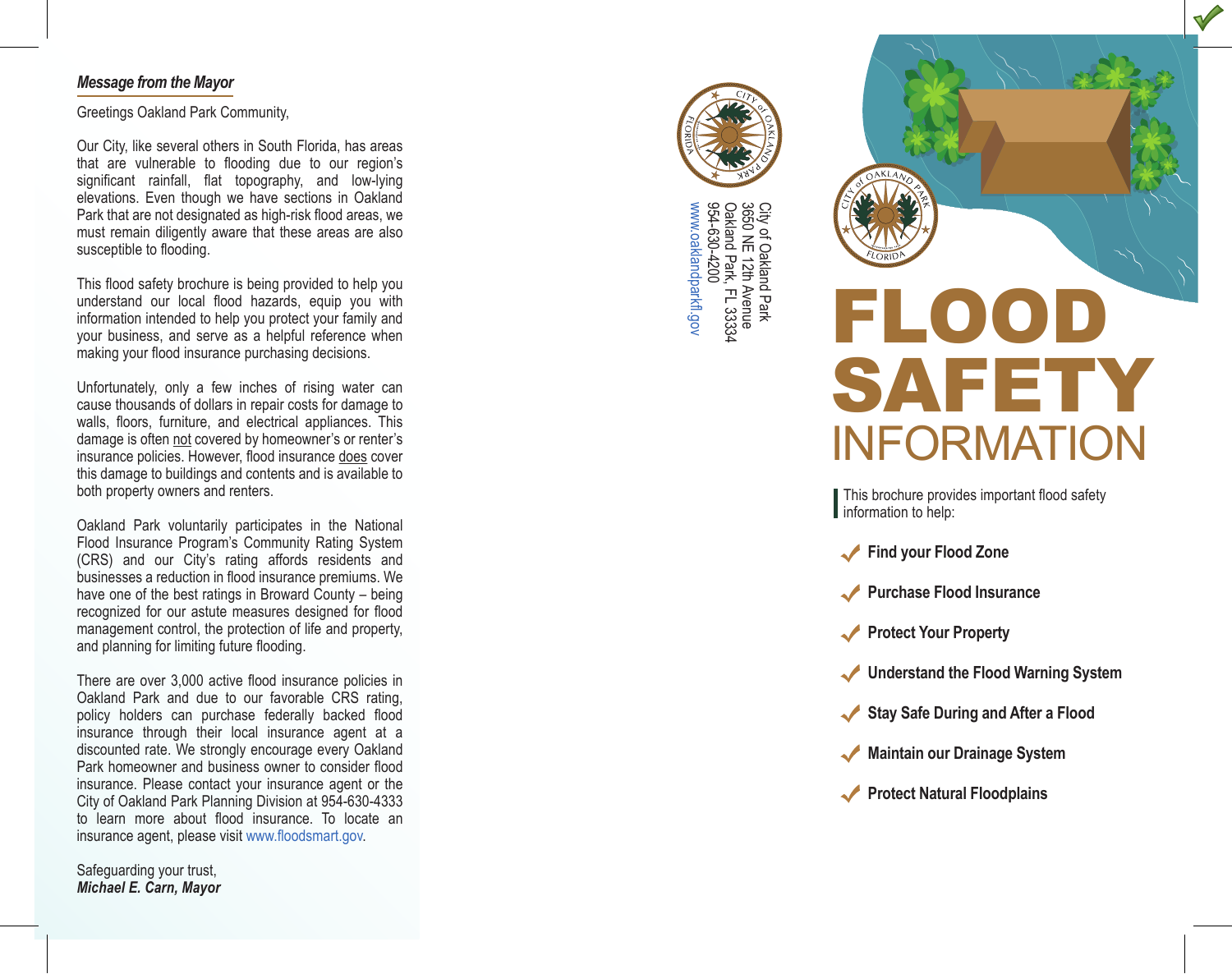## *Message from the Mayor*

Greetings Oakland Park Community,

Our City, like several others in South Florida, has areas that are vulnerable to flooding due to our region's significant rainfall, flat topography, and low-lying elevations. Even though we have sections in Oakland Park that are not designated as high-risk flood areas, we must remain diligently aware that these areas are also susceptible to flooding.

This flood safety brochure is being provided to help you understand our local flood hazards, equip you with information intended to help you protect your family and your business, and serve as a helpful reference when making your flood insurance purchasing decisions.

Unfortunately, only a few inches of rising water can cause thousands of dollars in repair costs for damage to walls, floors, furniture, and electrical appliances. This damage is often not covered by homeowner's or renter's insurance policies. However, flood insurance does cover this damage to buildings and contents and is available to both property owners and renters.

Oakland Park voluntarily participates in the National Flood Insurance Program's Community Rating System (CRS) and our City's rating affords residents and businesses a reduction in flood insurance premiums. We have one of the best ratings in Broward County – being recognized for our astute measures designed for flood management control, the protection of life and property, and planning for limiting future flooding.

There are over 3,000 active flood insurance policies in Oakland Park and due to our favorable CRS rating, policy holders can purchase federally backed flood insurance through their local insurance agent at a discounted rate. We strongly encourage every Oakland Park homeowner and business owner to consider flood insurance. Please contact your insurance agent or the City of Oakland Park Planning Division at 954-630-4333 to learn more about flood insurance. To locate an insurance agent, please visit www.floodsmart.gov.

Safeguarding your trust,
***Michael E. Carn, Mayor***

City of Oakland Park
3650 NE 12th Avenue
Oakland Park, FL 33334
954-630-4200
www.oaklandparkfl.gov

# FLOOD SAFETY INFORMATION

This brochure provides important flood safety information to help:

- **Find your Flood Zone**
- **Purchase Flood Insurance**
- **Protect Your Property**
- **Understand the Flood Warning System**
- **Stay Safe During and After a Flood**
- **Maintain our Drainage System**
- **Protect Natural Floodplains**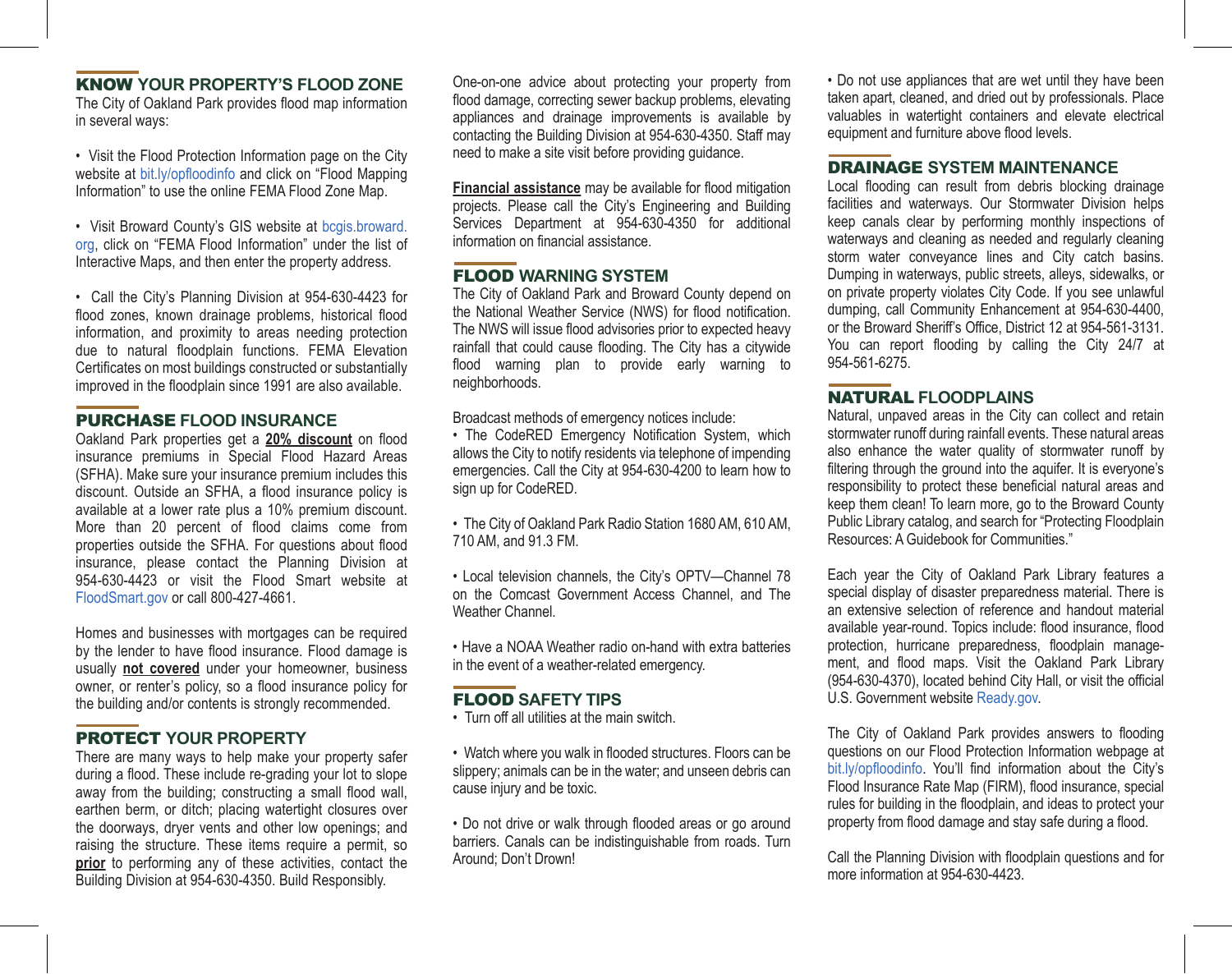## KNOW YOUR PROPERTY'S FLOOD ZONE

The City of Oakland Park provides flood map information in several ways:

- Visit the Flood Protection Information page on the City website at bit.ly/opfloodinfo and click on "Flood Mapping Information" to use the online FEMA Flood Zone Map.

- Visit Broward County's GIS website at bcgis.broward.org, click on "FEMA Flood Information" under the list of Interactive Maps, and then enter the property address.

- Call the City's Planning Division at 954-630-4423 for flood zones, known drainage problems, historical flood information, and proximity to areas needing protection due to natural floodplain functions. FEMA Elevation Certificates on most buildings constructed or substantially improved in the floodplain since 1991 are also available.

## PURCHASE FLOOD INSURANCE

Oakland Park properties get a **20% discount** on flood insurance premiums in Special Flood Hazard Areas (SFHA). Make sure your insurance premium includes this discount. Outside an SFHA, a flood insurance policy is available at a lower rate plus a 10% premium discount. More than 20 percent of flood claims come from properties outside the SFHA. For questions about flood insurance, please contact the Planning Division at 954-630-4423 or visit the Flood Smart website at FloodSmart.gov or call 800-427-4661.

Homes and businesses with mortgages can be required by the lender to have flood insurance. Flood damage is usually **not covered** under your homeowner, business owner, or renter's policy, so a flood insurance policy for the building and/or contents is strongly recommended.

## PROTECT YOUR PROPERTY

There are many ways to help make your property safer during a flood. These include re-grading your lot to slope away from the building; constructing a small flood wall, earthen berm, or ditch; placing watertight closures over the doorways, dryer vents and other low openings; and raising the structure. These items require a permit, so **prior** to performing any of these activities, contact the Building Division at 954-630-4350. Build Responsibly.

One-on-one advice about protecting your property from flood damage, correcting sewer backup problems, elevating appliances and drainage improvements is available by contacting the Building Division at 954-630-4350. Staff may need to make a site visit before providing guidance.

**Financial assistance** may be available for flood mitigation projects. Please call the City's Engineering and Building Services Department at 954-630-4350 for additional information on financial assistance.

## FLOOD WARNING SYSTEM

The City of Oakland Park and Broward County depend on the National Weather Service (NWS) for flood notification. The NWS will issue flood advisories prior to expected heavy rainfall that could cause flooding. The City has a citywide flood warning plan to provide early warning to neighborhoods.

Broadcast methods of emergency notices include:

- The CodeRED Emergency Notification System, which allows the City to notify residents via telephone of impending emergencies. Call the City at 954-630-4200 to learn how to sign up for CodeRED.

- The City of Oakland Park Radio Station 1680 AM, 610 AM, 710 AM, and 91.3 FM.

- Local television channels, the City's OPTV—Channel 78 on the Comcast Government Access Channel, and The Weather Channel.

- Have a NOAA Weather radio on-hand with extra batteries in the event of a weather-related emergency.

## FLOOD SAFETY TIPS

- Turn off all utilities at the main switch.

- Watch where you walk in flooded structures. Floors can be slippery; animals can be in the water; and unseen debris can cause injury and be toxic.

- Do not drive or walk through flooded areas or go around barriers. Canals can be indistinguishable from roads. Turn Around; Don't Drown!

- Do not use appliances that are wet until they have been taken apart, cleaned, and dried out by professionals. Place valuables in watertight containers and elevate electrical equipment and furniture above flood levels.

## DRAINAGE SYSTEM MAINTENANCE

Local flooding can result from debris blocking drainage facilities and waterways. Our Stormwater Division helps keep canals clear by performing monthly inspections of waterways and cleaning as needed and regularly cleaning storm water conveyance lines and City catch basins. Dumping in waterways, public streets, alleys, sidewalks, or on private property violates City Code. If you see unlawful dumping, call Community Enhancement at 954-630-4400, or the Broward Sheriff's Office, District 12 at 954-561-3131. You can report flooding by calling the City 24/7 at 954-561-6275.

## NATURAL FLOODPLAINS

Natural, unpaved areas in the City can collect and retain stormwater runoff during rainfall events. These natural areas also enhance the water quality of stormwater runoff by filtering through the ground into the aquifer. It is everyone's responsibility to protect these beneficial natural areas and keep them clean! To learn more, go to the Broward County Public Library catalog, and search for "Protecting Floodplain Resources: A Guidebook for Communities."

Each year the City of Oakland Park Library features a special display of disaster preparedness material. There is an extensive selection of reference and handout material available year-round. Topics include: flood insurance, flood protection, hurricane preparedness, floodplain management, and flood maps. Visit the Oakland Park Library (954-630-4370), located behind City Hall, or visit the official U.S. Government website Ready.gov.

The City of Oakland Park provides answers to flooding questions on our Flood Protection Information webpage at bit.ly/opfloodinfo. You'll find information about the City's Flood Insurance Rate Map (FIRM), flood insurance, special rules for building in the floodplain, and ideas to protect your property from flood damage and stay safe during a flood.

Call the Planning Division with floodplain questions and for more information at 954-630-4423.